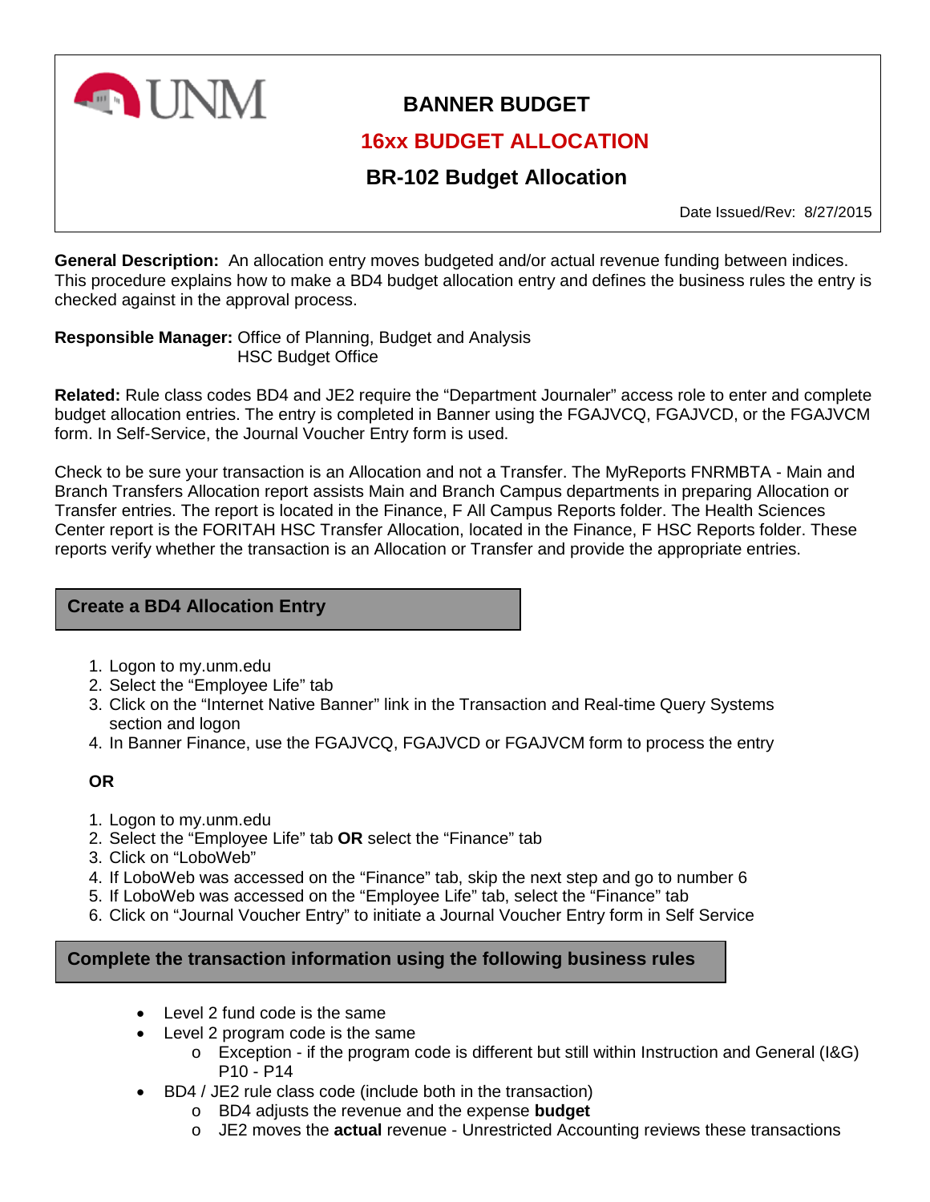UNM

# BANNER BUDGET

## 16xx BUDGET ALLOCATION

## BR-102 Budget Allocation

Date Issued/Rev: 8/27/2015

**General Description:** An allocation entry moves budgeted and/or actual revenue funding between indices. This procedure explains how to make a BD4 budget allocation entry and defines the business rules the entry is checked against in the approval process.

**Responsible Manager:** Office of Planning, Budget and Analysis
HSC Budget Office

**Related:** Rule class codes BD4 and JE2 require the "Department Journaler" access role to enter and complete budget allocation entries. The entry is completed in Banner using the FGAJVCQ, FGAJVCD, or the FGAJVCM form. In Self-Service, the Journal Voucher Entry form is used.

Check to be sure your transaction is an Allocation and not a Transfer. The MyReports FNRMBTA - Main and Branch Transfers Allocation report assists Main and Branch Campus departments in preparing Allocation or Transfer entries. The report is located in the Finance, F All Campus Reports folder. The Health Sciences Center report is the FORITAH HSC Transfer Allocation, located in the Finance, F HSC Reports folder. These reports verify whether the transaction is an Allocation or Transfer and provide the appropriate entries.

### Create a BD4 Allocation Entry

1. Logon to my.unm.edu
2. Select the "Employee Life" tab
3. Click on the "Internet Native Banner" link in the Transaction and Real-time Query Systems section and logon
4. In Banner Finance, use the FGAJVCQ, FGAJVCD or FGAJVCM form to process the entry

**OR**

1. Logon to my.unm.edu
2. Select the "Employee Life" tab **OR** select the "Finance" tab
3. Click on "LoboWeb"
4. If LoboWeb was accessed on the "Finance" tab, skip the next step and go to number 6
5. If LoboWeb was accessed on the "Employee Life" tab, select the "Finance" tab
6. Click on "Journal Voucher Entry" to initiate a Journal Voucher Entry form in Self Service

### Complete the transaction information using the following business rules

- Level 2 fund code is the same
- Level 2 program code is the same
  - Exception - if the program code is different but still within Instruction and General (I&G) P10 - P14
- BD4 / JE2 rule class code (include both in the transaction)
  - BD4 adjusts the revenue and the expense **budget**
  - JE2 moves the **actual** revenue - Unrestricted Accounting reviews these transactions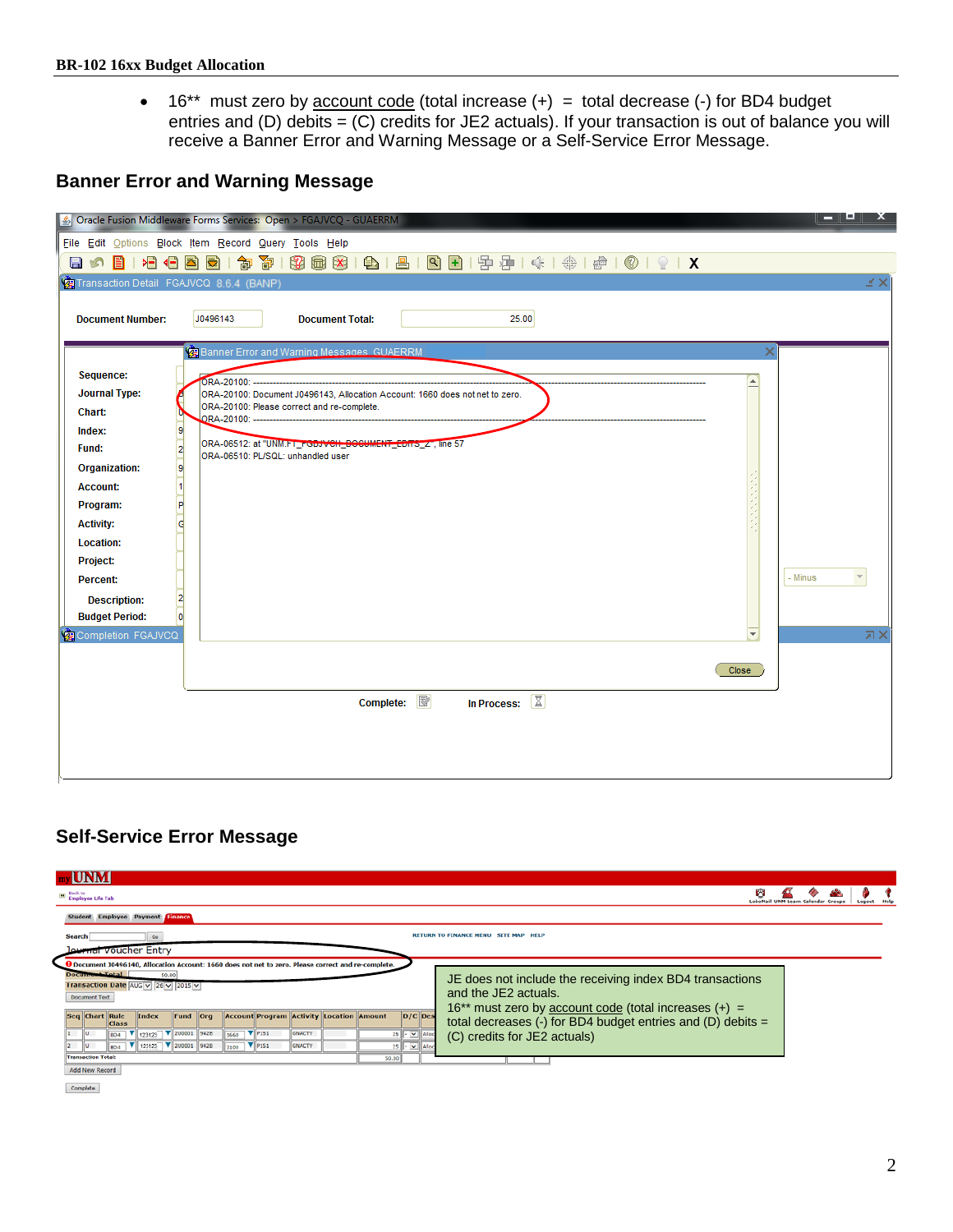**BR-102 16xx Budget Allocation**

- 16** must zero by account code (total increase (+) = total decrease (-) for BD4 budget entries and (D) debits = (C) credits for JE2 actuals). If your transaction is out of balance you will receive a Banner Error and Warning Message or a Self-Service Error Message.

## Banner Error and Warning Message

Oracle Fusion Middleware Forms Services: Open > FGAJVCQ - GUAERRM

Transaction Detail FGAJVCQ 8.6.4 (BANP)

Document Number: J0496143 Document Total: 25.00

Banner Error and Warning Messages GUAERRM

```
ORA-20100: ----------------------------------------
ORA-20100: Document J0496143, Allocation Account: 1660 does not net to zero.
ORA-20100: Please correct and re-complete.
ORA-20100: ----------------------------------------
ORA-06512: at "UNM.FT_FGBJVCH_DOCUMENT_EDITS_Z", line 57
ORA-06510: PL/SQL: unhandled user
```

Close

Complete: In Process:

## Self-Service Error Message

Journal Voucher Entry

Document J0496140, Allocation Account: 1660 does not net to zero. Please correct and re-complete.

JE does not include the receiving index BD4 transactions and the JE2 actuals.
16** must zero by account code (total increases (+) = total decreases (-) for BD4 budget entries and (D) debits = (C) credits for JE2 actuals)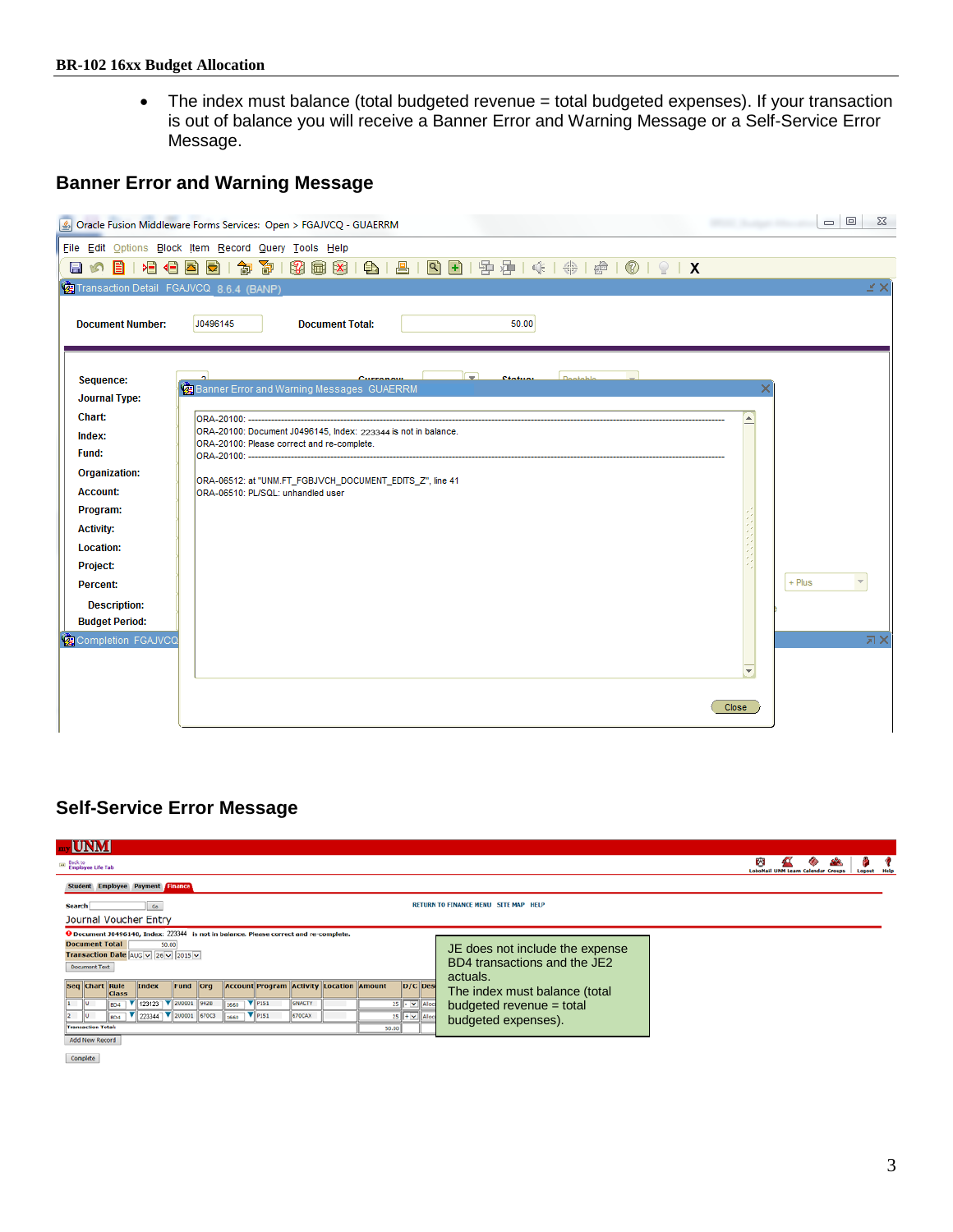- The index must balance (total budgeted revenue = total budgeted expenses). If your transaction is out of balance you will receive a Banner Error and Warning Message or a Self-Service Error Message.

## Banner Error and Warning Message

```
ORA-20100: ------------------------------------------------------------
ORA-20100: Document J0496145, Index: 223344 is not in balance.
ORA-20100: Please correct and re-complete.
ORA-20100: ------------------------------------------------------------

ORA-06512: at "UNM.FT_FGBJVCH_DOCUMENT_EDITS_Z", line 41
ORA-06510: PL/SQL: unhandled user
```

## Self-Service Error Message

Document J0496145, Index: 223344 is not in balance. Please correct and re-complete.

JE does not include the expense BD4 transactions and the JE2 actuals.
The index must balance (total budgeted revenue = total budgeted expenses).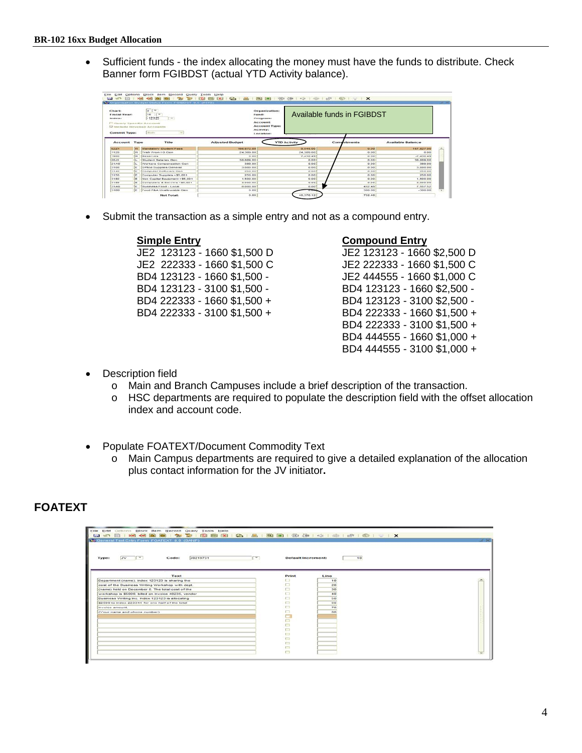- Sufficient funds - the index allocating the money must have the funds to distribute. Check Banner form FGIBDST (actual YTD Activity balance).

- Submit the transaction as a simple entry and not as a compound entry.

| **Simple Entry** | **Compound Entry** |
|---|---|
| JE2 123123 - 1660 $1,500 D | JE2 123123 - 1660 $2,500 D |
| JE2 222333 - 1660 $1,500 C | JE2 222333 - 1660 $1,500 C |
| BD4 123123 - 1660 $1,500 - | JE2 444555 - 1660 $1,000 C |
| BD4 123123 - 3100 $1,500 - | BD4 123123 - 1660 $2,500 - |
| BD4 222333 - 1660 $1,500 + | BD4 123123 - 3100 $2,500 - |
| BD4 222333 - 3100 $1,500 + | BD4 222333 - 1660 $1,500 + |
| | BD4 222333 - 3100 $1,500 + |
| | BD4 444555 - 1660 $1,000 + |
| | BD4 444555 - 3100 $1,000 + |

- Description field
  - Main and Branch Campuses include a brief description of the transaction.
  - HSC departments are required to populate the description field with the offset allocation index and account code.

- Populate FOATEXT/Document Commodity Text
  - Main Campus departments are required to give a detailed explanation of the allocation plus contact information for the JV initiator**.**

## FOATEXT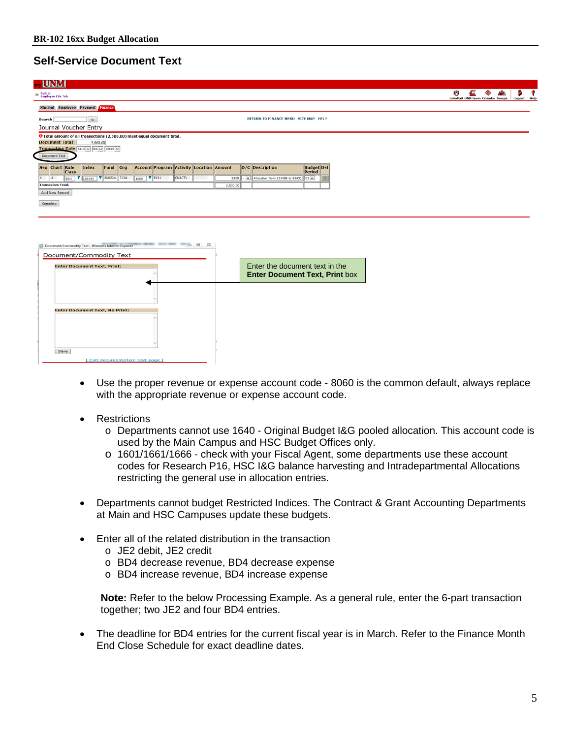## Self-Service Document Text

Enter the document text in the **Enter Document Text, Print** box

- Use the proper revenue or expense account code - 8060 is the common default, always replace with the appropriate revenue or expense account code.

- Restrictions
  - o Departments cannot use 1640 - Original Budget I&G pooled allocation. This account code is used by the Main Campus and HSC Budget Offices only.
  - o 1601/1661/1666 - check with your Fiscal Agent, some departments use these account codes for Research P16, HSC I&G balance harvesting and Intradepartmental Allocations restricting the general use in allocation entries.

- Departments cannot budget Restricted Indices. The Contract & Grant Accounting Departments at Main and HSC Campuses update these budgets.

- Enter all of the related distribution in the transaction
  - o JE2 debit, JE2 credit
  - o BD4 decrease revenue, BD4 decrease expense
  - o BD4 increase revenue, BD4 increase expense

  **Note:** Refer to the below Processing Example. As a general rule, enter the 6-part transaction together; two JE2 and four BD4 entries.

- The deadline for BD4 entries for the current fiscal year is in March. Refer to the Finance Month End Close Schedule for exact deadline dates.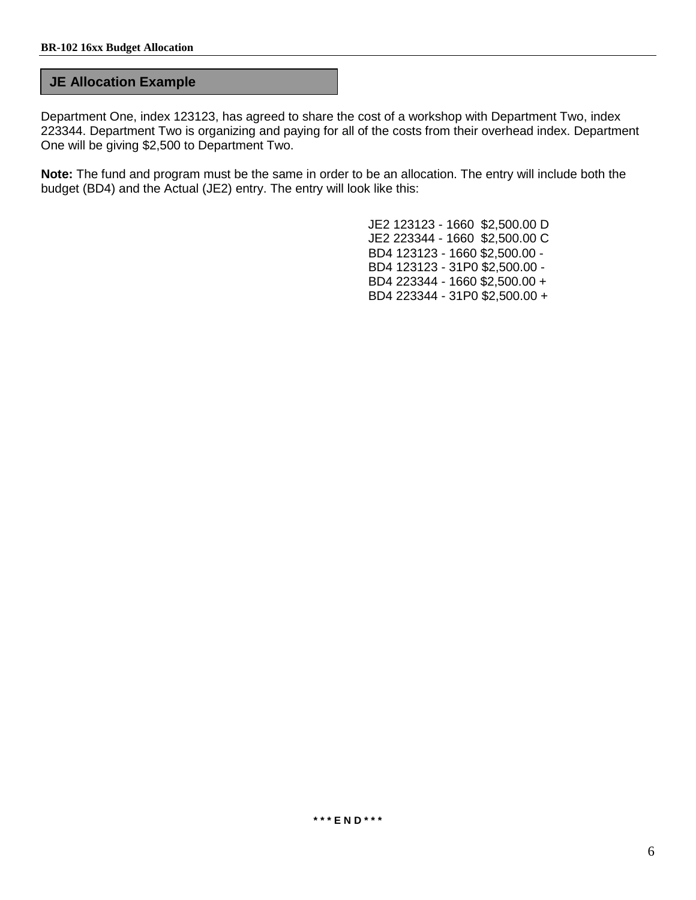## JE Allocation Example

Department One, index 123123, has agreed to share the cost of a workshop with Department Two, index 223344. Department Two is organizing and paying for all of the costs from their overhead index. Department One will be giving $2,500 to Department Two.

**Note:** The fund and program must be the same in order to be an allocation. The entry will include both the budget (BD4) and the Actual (JE2) entry. The entry will look like this:

JE2 123123 - 1660 $2,500.00 D
JE2 223344 - 1660 $2,500.00 C
BD4 123123 - 1660 $2,500.00 -
BD4 123123 - 31P0 $2,500.00 -
BD4 223344 - 1660 $2,500.00 +
BD4 223344 - 31P0 $2,500.00 +

**\* \* \* E N D \* \* \***